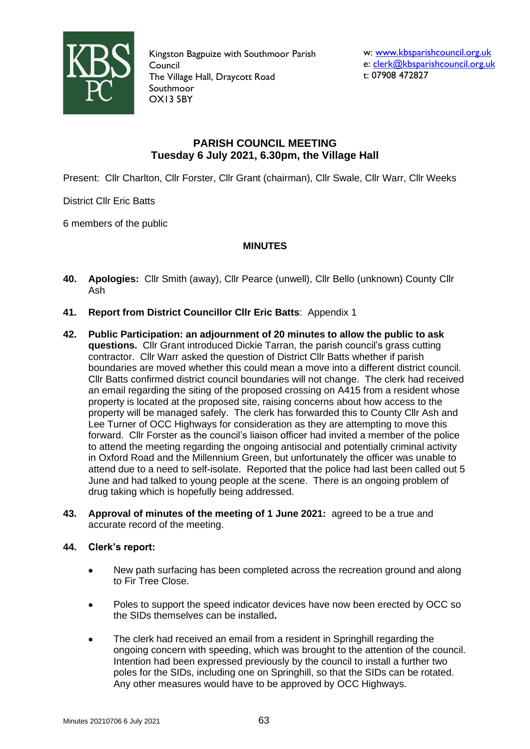Kingston Bagpuize with Southmoor Parish Council
The Village Hall, Draycott Road
Southmoor
OX13 5BY

w: www.kbsparishcouncil.org.uk
e: clerk@kbsparishcouncil.org.uk
t: 07908 472827

## PARISH COUNCIL MEETING
## Tuesday 6 July 2021, 6.30pm, the Village Hall

Present: Cllr Charlton, Cllr Forster, Cllr Grant (chairman), Cllr Swale, Cllr Warr, Cllr Weeks

District Cllr Eric Batts

6 members of the public

### MINUTES

**40. Apologies:** Cllr Smith (away), Cllr Pearce (unwell), Cllr Bello (unknown) County Cllr Ash

**41. Report from District Councillor Cllr Eric Batts**: Appendix 1

**42. Public Participation: an adjournment of 20 minutes to allow the public to ask questions.** Cllr Grant introduced Dickie Tarran, the parish council's grass cutting contractor. Cllr Warr asked the question of District Cllr Batts whether if parish boundaries are moved whether this could mean a move into a different district council. Cllr Batts confirmed district council boundaries will not change. The clerk had received an email regarding the siting of the proposed crossing on A415 from a resident whose property is located at the proposed site, raising concerns about how access to the property will be managed safely. The clerk has forwarded this to County Cllr Ash and Lee Turner of OCC Highways for consideration as they are attempting to move this forward. Cllr Forster as the council's liaison officer had invited a member of the police to attend the meeting regarding the ongoing antisocial and potentially criminal activity in Oxford Road and the Millennium Green, but unfortunately the officer was unable to attend due to a need to self-isolate. Reported that the police had last been called out 5 June and had talked to young people at the scene. There is an ongoing problem of drug taking which is hopefully being addressed.

**43. Approval of minutes of the meeting of 1 June 2021:** agreed to be a true and accurate record of the meeting.

**44. Clerk's report:**

- New path surfacing has been completed across the recreation ground and along to Fir Tree Close.
- Poles to support the speed indicator devices have now been erected by OCC so the SIDs themselves can be installed**.**
- The clerk had received an email from a resident in Springhill regarding the ongoing concern with speeding, which was brought to the attention of the council. Intention had been expressed previously by the council to install a further two poles for the SIDs, including one on Springhill, so that the SIDs can be rotated. Any other measures would have to be approved by OCC Highways.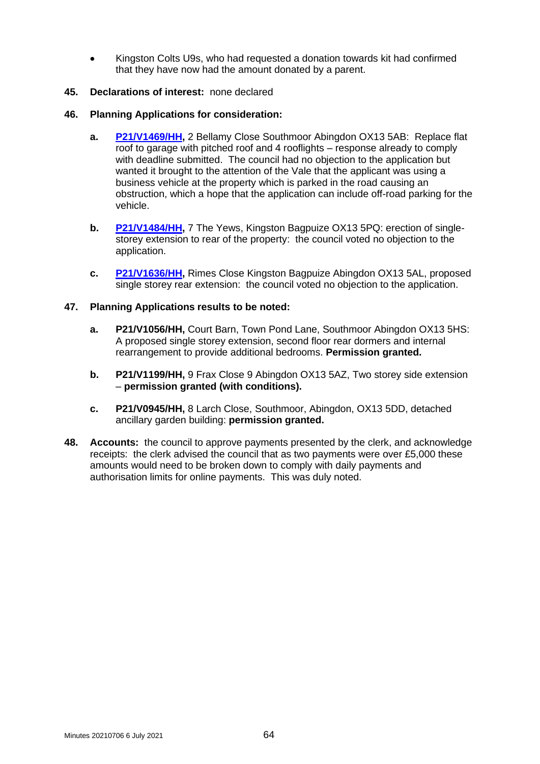- Kingston Colts U9s, who had requested a donation towards kit had confirmed that they have now had the amount donated by a parent.

**45. Declarations of interest:** none declared

**46. Planning Applications for consideration:**

**a.** **P21/V1469/HH,** 2 Bellamy Close Southmoor Abingdon OX13 5AB: Replace flat roof to garage with pitched roof and 4 rooflights – response already to comply with deadline submitted. The council had no objection to the application but wanted it brought to the attention of the Vale that the applicant was using a business vehicle at the property which is parked in the road causing an obstruction, which a hope that the application can include off-road parking for the vehicle.

**b.** **P21/V1484/HH,** 7 The Yews, Kingston Bagpuize OX13 5PQ: erection of single-storey extension to rear of the property: the council voted no objection to the application.

**c.** **P21/V1636/HH,** Rimes Close Kingston Bagpuize Abingdon OX13 5AL, proposed single storey rear extension: the council voted no objection to the application.

**47. Planning Applications results to be noted:**

**a.** **P21/V1056/HH,** Court Barn, Town Pond Lane, Southmoor Abingdon OX13 5HS: A proposed single storey extension, second floor rear dormers and internal rearrangement to provide additional bedrooms. **Permission granted.**

**b.** **P21/V1199/HH,** 9 Frax Close 9 Abingdon OX13 5AZ, Two storey side extension – **permission granted (with conditions).**

**c.** **P21/V0945/HH,** 8 Larch Close, Southmoor, Abingdon, OX13 5DD, detached ancillary garden building: **permission granted.**

**48. Accounts:** the council to approve payments presented by the clerk, and acknowledge receipts: the clerk advised the council that as two payments were over £5,000 these amounts would need to be broken down to comply with daily payments and authorisation limits for online payments. This was duly noted.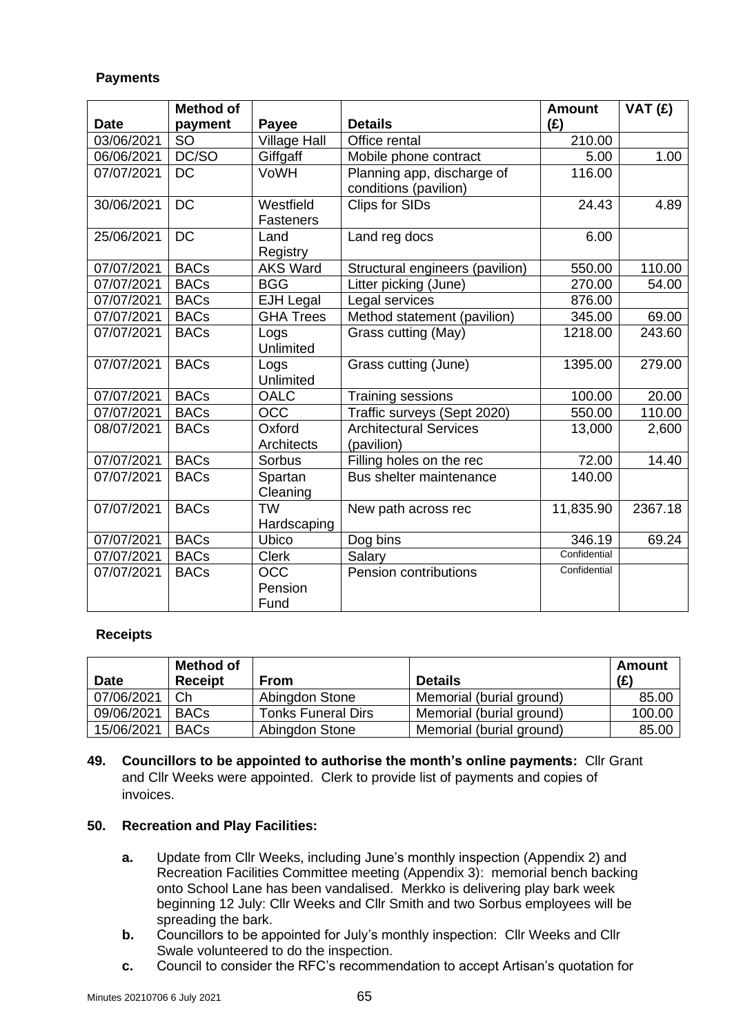**Payments**

| Date | Method of payment | Payee | Details | Amount (£) | VAT (£) |
|---|---|---|---|---|---|
| 03/06/2021 | SO | Village Hall | Office rental | 210.00 | |
| 06/06/2021 | DC/SO | Giffgaff | Mobile phone contract | 5.00 | 1.00 |
| 07/07/2021 | DC | VoWH | Planning app, discharge of conditions (pavilion) | 116.00 | |
| 30/06/2021 | DC | Westfield Fasteners | Clips for SIDs | 24.43 | 4.89 |
| 25/06/2021 | DC | Land Registry | Land reg docs | 6.00 | |
| 07/07/2021 | BACs | AKS Ward | Structural engineers (pavilion) | 550.00 | 110.00 |
| 07/07/2021 | BACs | BGG | Litter picking (June) | 270.00 | 54.00 |
| 07/07/2021 | BACs | EJH Legal | Legal services | 876.00 | |
| 07/07/2021 | BACs | GHA Trees | Method statement (pavilion) | 345.00 | 69.00 |
| 07/07/2021 | BACs | Logs Unlimited | Grass cutting (May) | 1218.00 | 243.60 |
| 07/07/2021 | BACs | Logs Unlimited | Grass cutting (June) | 1395.00 | 279.00 |
| 07/07/2021 | BACs | OALC | Training sessions | 100.00 | 20.00 |
| 07/07/2021 | BACs | OCC | Traffic surveys (Sept 2020) | 550.00 | 110.00 |
| 08/07/2021 | BACs | Oxford Architects | Architectural Services (pavilion) | 13,000 | 2,600 |
| 07/07/2021 | BACs | Sorbus | Filling holes on the rec | 72.00 | 14.40 |
| 07/07/2021 | BACs | Spartan Cleaning | Bus shelter maintenance | 140.00 | |
| 07/07/2021 | BACs | TW Hardscaping | New path across rec | 11,835.90 | 2367.18 |
| 07/07/2021 | BACs | Ubico | Dog bins | 346.19 | 69.24 |
| 07/07/2021 | BACs | Clerk | Salary | Confidential | |
| 07/07/2021 | BACs | OCC Pension Fund | Pension contributions | Confidential | |

**Receipts**

| Date | Method of Receipt | From | Details | Amount (£) |
|---|---|---|---|---|
| 07/06/2021 | Ch | Abingdon Stone | Memorial (burial ground) | 85.00 |
| 09/06/2021 | BACs | Tonks Funeral Dirs | Memorial (burial ground) | 100.00 |
| 15/06/2021 | BACs | Abingdon Stone | Memorial (burial ground) | 85.00 |

**49. Councillors to be appointed to authorise the month's online payments:** Cllr Grant and Cllr Weeks were appointed. Clerk to provide list of payments and copies of invoices.

**50. Recreation and Play Facilities:**

- **a.** Update from Cllr Weeks, including June's monthly inspection (Appendix 2) and Recreation Facilities Committee meeting (Appendix 3): memorial bench backing onto School Lane has been vandalised. Merkko is delivering play bark week beginning 12 July: Cllr Weeks and Cllr Smith and two Sorbus employees will be spreading the bark.
- **b.** Councillors to be appointed for July's monthly inspection: Cllr Weeks and Cllr Swale volunteered to do the inspection.
- **c.** Council to consider the RFC's recommendation to accept Artisan's quotation for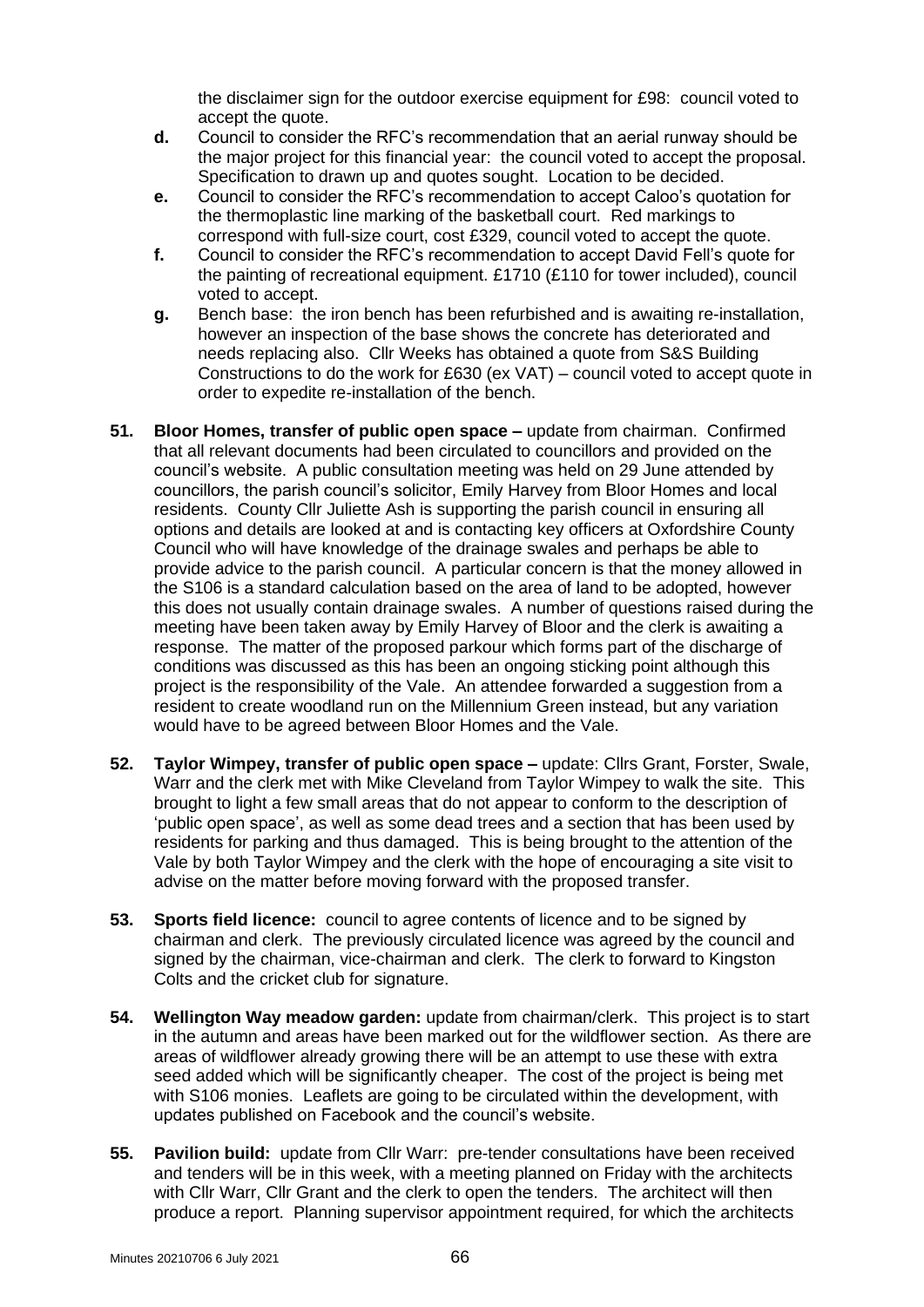the disclaimer sign for the outdoor exercise equipment for £98: council voted to accept the quote.

- **d.** Council to consider the RFC's recommendation that an aerial runway should be the major project for this financial year: the council voted to accept the proposal. Specification to drawn up and quotes sought. Location to be decided.
- **e.** Council to consider the RFC's recommendation to accept Caloo's quotation for the thermoplastic line marking of the basketball court. Red markings to correspond with full-size court, cost £329, council voted to accept the quote.
- **f.** Council to consider the RFC's recommendation to accept David Fell's quote for the painting of recreational equipment. £1710 (£110 for tower included), council voted to accept.
- **g.** Bench base: the iron bench has been refurbished and is awaiting re-installation, however an inspection of the base shows the concrete has deteriorated and needs replacing also. Cllr Weeks has obtained a quote from S&S Building Constructions to do the work for £630 (ex VAT) – council voted to accept quote in order to expedite re-installation of the bench.

**51. Bloor Homes, transfer of public open space –** update from chairman. Confirmed that all relevant documents had been circulated to councillors and provided on the council's website. A public consultation meeting was held on 29 June attended by councillors, the parish council's solicitor, Emily Harvey from Bloor Homes and local residents. County Cllr Juliette Ash is supporting the parish council in ensuring all options and details are looked at and is contacting key officers at Oxfordshire County Council who will have knowledge of the drainage swales and perhaps be able to provide advice to the parish council. A particular concern is that the money allowed in the S106 is a standard calculation based on the area of land to be adopted, however this does not usually contain drainage swales. A number of questions raised during the meeting have been taken away by Emily Harvey of Bloor and the clerk is awaiting a response. The matter of the proposed parkour which forms part of the discharge of conditions was discussed as this has been an ongoing sticking point although this project is the responsibility of the Vale. An attendee forwarded a suggestion from a resident to create woodland run on the Millennium Green instead, but any variation would have to be agreed between Bloor Homes and the Vale.

**52. Taylor Wimpey, transfer of public open space –** update: Cllrs Grant, Forster, Swale, Warr and the clerk met with Mike Cleveland from Taylor Wimpey to walk the site. This brought to light a few small areas that do not appear to conform to the description of 'public open space', as well as some dead trees and a section that has been used by residents for parking and thus damaged. This is being brought to the attention of the Vale by both Taylor Wimpey and the clerk with the hope of encouraging a site visit to advise on the matter before moving forward with the proposed transfer.

**53. Sports field licence:** council to agree contents of licence and to be signed by chairman and clerk. The previously circulated licence was agreed by the council and signed by the chairman, vice-chairman and clerk. The clerk to forward to Kingston Colts and the cricket club for signature.

**54. Wellington Way meadow garden:** update from chairman/clerk. This project is to start in the autumn and areas have been marked out for the wildflower section. As there are areas of wildflower already growing there will be an attempt to use these with extra seed added which will be significantly cheaper. The cost of the project is being met with S106 monies. Leaflets are going to be circulated within the development, with updates published on Facebook and the council's website.

**55. Pavilion build:** update from Cllr Warr: pre-tender consultations have been received and tenders will be in this week, with a meeting planned on Friday with the architects with Cllr Warr, Cllr Grant and the clerk to open the tenders. The architect will then produce a report. Planning supervisor appointment required, for which the architects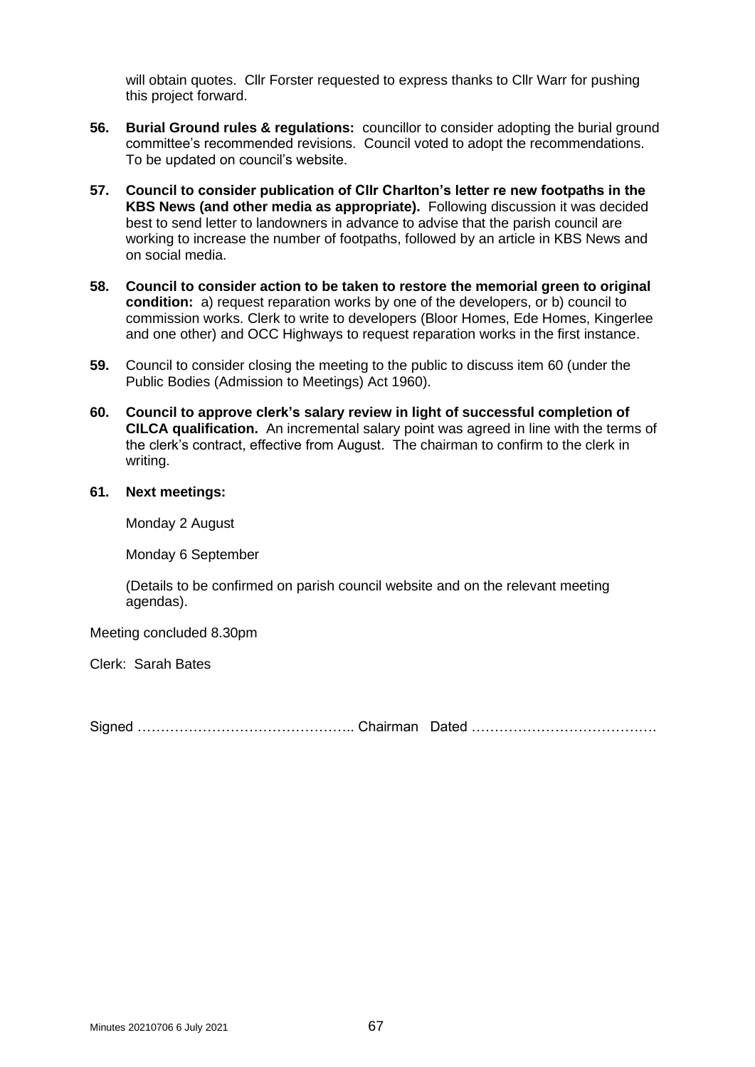will obtain quotes. Cllr Forster requested to express thanks to Cllr Warr for pushing this project forward.

**56. Burial Ground rules & regulations:** councillor to consider adopting the burial ground committee's recommended revisions. Council voted to adopt the recommendations. To be updated on council's website.

**57. Council to consider publication of Cllr Charlton's letter re new footpaths in the KBS News (and other media as appropriate).** Following discussion it was decided best to send letter to landowners in advance to advise that the parish council are working to increase the number of footpaths, followed by an article in KBS News and on social media.

**58. Council to consider action to be taken to restore the memorial green to original condition:** a) request reparation works by one of the developers, or b) council to commission works. Clerk to write to developers (Bloor Homes, Ede Homes, Kingerlee and one other) and OCC Highways to request reparation works in the first instance.

**59.** Council to consider closing the meeting to the public to discuss item 60 (under the Public Bodies (Admission to Meetings) Act 1960).

**60. Council to approve clerk's salary review in light of successful completion of CILCA qualification.** An incremental salary point was agreed in line with the terms of the clerk's contract, effective from August. The chairman to confirm to the clerk in writing.

**61. Next meetings:**

Monday 2 August

Monday 6 September

(Details to be confirmed on parish council website and on the relevant meeting agendas).

Meeting concluded 8.30pm

Clerk: Sarah Bates

Signed ……………………………………….. Chairman Dated ………………………………….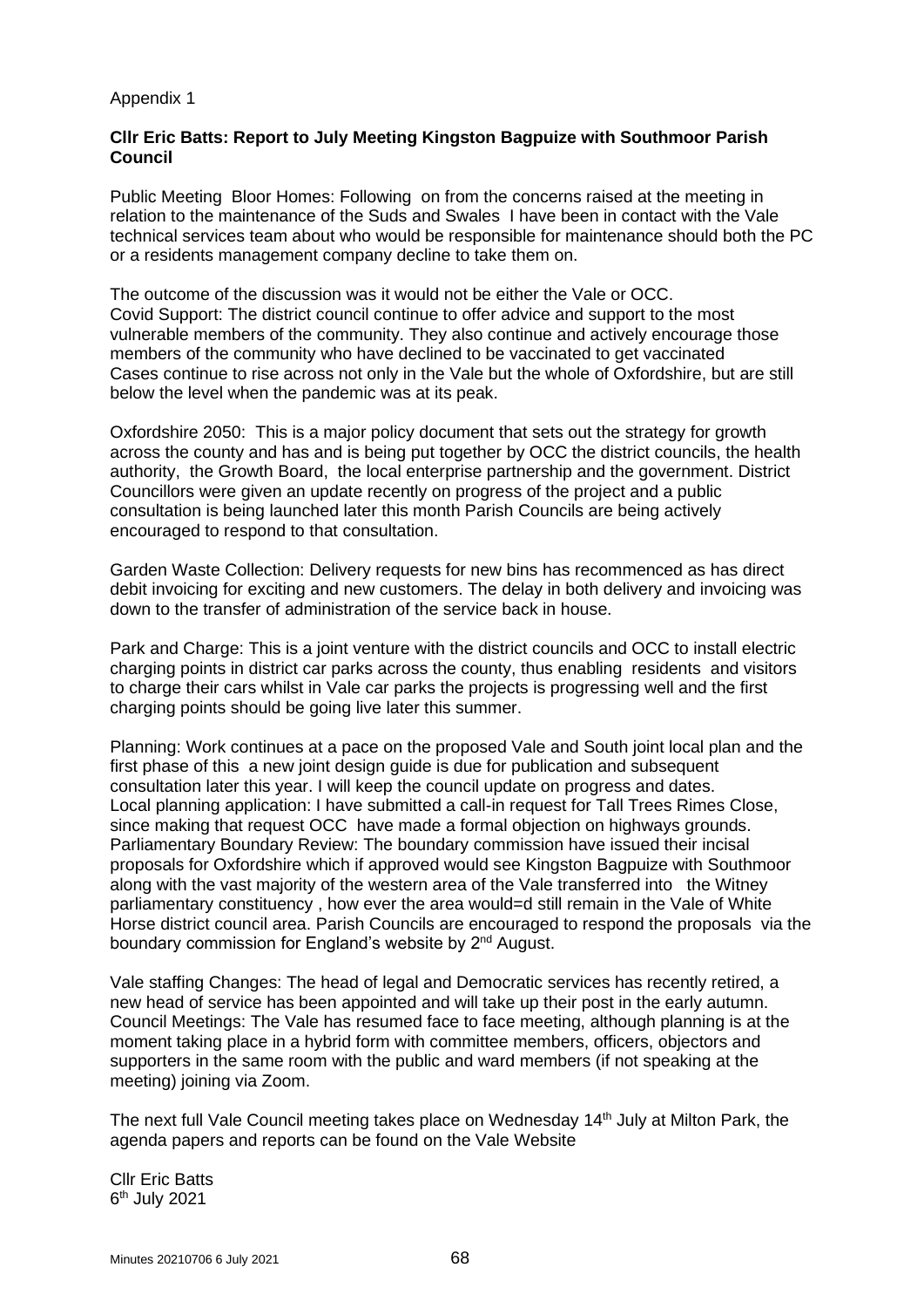Appendix 1

**Cllr Eric Batts: Report to July Meeting Kingston Bagpuize with Southmoor Parish Council**

Public Meeting Bloor Homes: Following on from the concerns raised at the meeting in relation to the maintenance of the Suds and Swales I have been in contact with the Vale technical services team about who would be responsible for maintenance should both the PC or a residents management company decline to take them on.

The outcome of the discussion was it would not be either the Vale or OCC.
Covid Support: The district council continue to offer advice and support to the most vulnerable members of the community. They also continue and actively encourage those members of the community who have declined to be vaccinated to get vaccinated
Cases continue to rise across not only in the Vale but the whole of Oxfordshire, but are still below the level when the pandemic was at its peak.

Oxfordshire 2050: This is a major policy document that sets out the strategy for growth across the county and has and is being put together by OCC the district councils, the health authority, the Growth Board, the local enterprise partnership and the government. District Councillors were given an update recently on progress of the project and a public consultation is being launched later this month Parish Councils are being actively encouraged to respond to that consultation.

Garden Waste Collection: Delivery requests for new bins has recommenced as has direct debit invoicing for exciting and new customers. The delay in both delivery and invoicing was down to the transfer of administration of the service back in house.

Park and Charge: This is a joint venture with the district councils and OCC to install electric charging points in district car parks across the county, thus enabling residents and visitors to charge their cars whilst in Vale car parks the projects is progressing well and the first charging points should be going live later this summer.

Planning: Work continues at a pace on the proposed Vale and South joint local plan and the first phase of this a new joint design guide is due for publication and subsequent consultation later this year. I will keep the council update on progress and dates.
Local planning application: I have submitted a call-in request for Tall Trees Rimes Close, since making that request OCC have made a formal objection on highways grounds.
Parliamentary Boundary Review: The boundary commission have issued their incisal proposals for Oxfordshire which if approved would see Kingston Bagpuize with Southmoor along with the vast majority of the western area of the Vale transferred into the Witney parliamentary constituency , how ever the area would=d still remain in the Vale of White Horse district council area. Parish Councils are encouraged to respond the proposals via the boundary commission for England's website by 2nd August.

Vale staffing Changes: The head of legal and Democratic services has recently retired, a new head of service has been appointed and will take up their post in the early autumn.
Council Meetings: The Vale has resumed face to face meeting, although planning is at the moment taking place in a hybrid form with committee members, officers, objectors and supporters in the same room with the public and ward members (if not speaking at the meeting) joining via Zoom.

The next full Vale Council meeting takes place on Wednesday 14th July at Milton Park, the agenda papers and reports can be found on the Vale Website

Cllr Eric Batts
6th July 2021